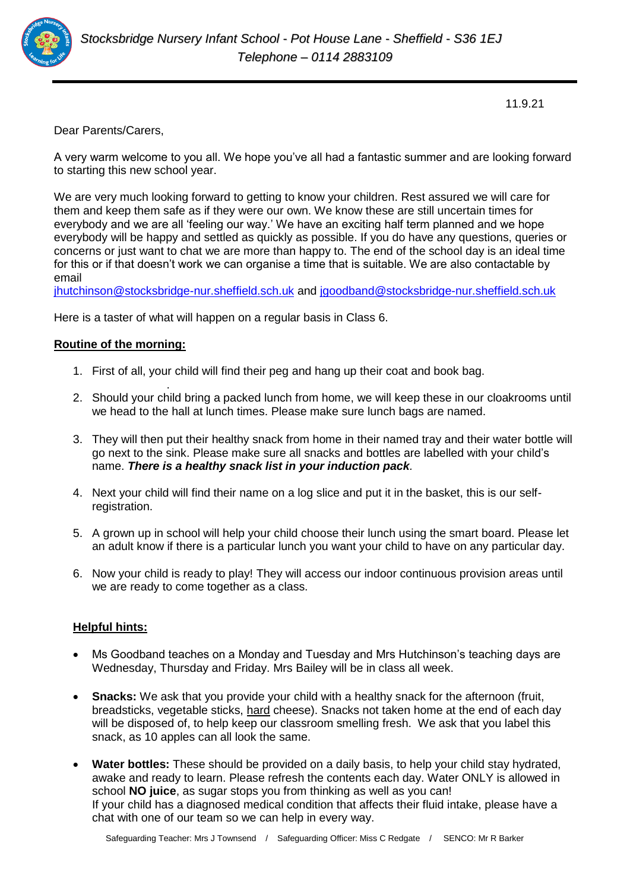*Stocksbridge Nursery Infant School - Pot House Lane - Sheffield - S36 1EJ*
*Telephone – 0114 2883109*

11.9.21

Dear Parents/Carers,

A very warm welcome to you all. We hope you've all had a fantastic summer and are looking forward to starting this new school year.

We are very much looking forward to getting to know your children. Rest assured we will care for them and keep them safe as if they were our own. We know these are still uncertain times for everybody and we are all 'feeling our way.' We have an exciting half term planned and we hope everybody will be happy and settled as quickly as possible. If you do have any questions, queries or concerns or just want to chat we are more than happy to. The end of the school day is an ideal time for this or if that doesn't work we can organise a time that is suitable. We are also contactable by email
jhutchinson@stocksbridge-nur.sheffield.sch.uk and jgoodband@stocksbridge-nur.sheffield.sch.uk

Here is a taster of what will happen on a regular basis in Class 6.

**Routine of the morning:**

1. First of all, your child will find their peg and hang up their coat and book bag.
2. Should your child bring a packed lunch from home, we will keep these in our cloakrooms until we head to the hall at lunch times. Please make sure lunch bags are named.
3. They will then put their healthy snack from home in their named tray and their water bottle will go next to the sink. Please make sure all snacks and bottles are labelled with your child's name. ***There is a healthy snack list in your induction pack***.
4. Next your child will find their name on a log slice and put it in the basket, this is our self-registration.
5. A grown up in school will help your child choose their lunch using the smart board. Please let an adult know if there is a particular lunch you want your child to have on any particular day.
6. Now your child is ready to play! They will access our indoor continuous provision areas until we are ready to come together as a class.

**Helpful hints:**

- Ms Goodband teaches on a Monday and Tuesday and Mrs Hutchinson's teaching days are Wednesday, Thursday and Friday. Mrs Bailey will be in class all week.
- **Snacks:** We ask that you provide your child with a healthy snack for the afternoon (fruit, breadsticks, vegetable sticks, hard cheese). Snacks not taken home at the end of each day will be disposed of, to help keep our classroom smelling fresh. We ask that you label this snack, as 10 apples can all look the same.
- **Water bottles:** These should be provided on a daily basis, to help your child stay hydrated, awake and ready to learn. Please refresh the contents each day. Water ONLY is allowed in school **NO juice**, as sugar stops you from thinking as well as you can!
  If your child has a diagnosed medical condition that affects their fluid intake, please have a chat with one of our team so we can help in every way.

Safeguarding Teacher: Mrs J Townsend / Safeguarding Officer: Miss C Redgate / SENCO: Mr R Barker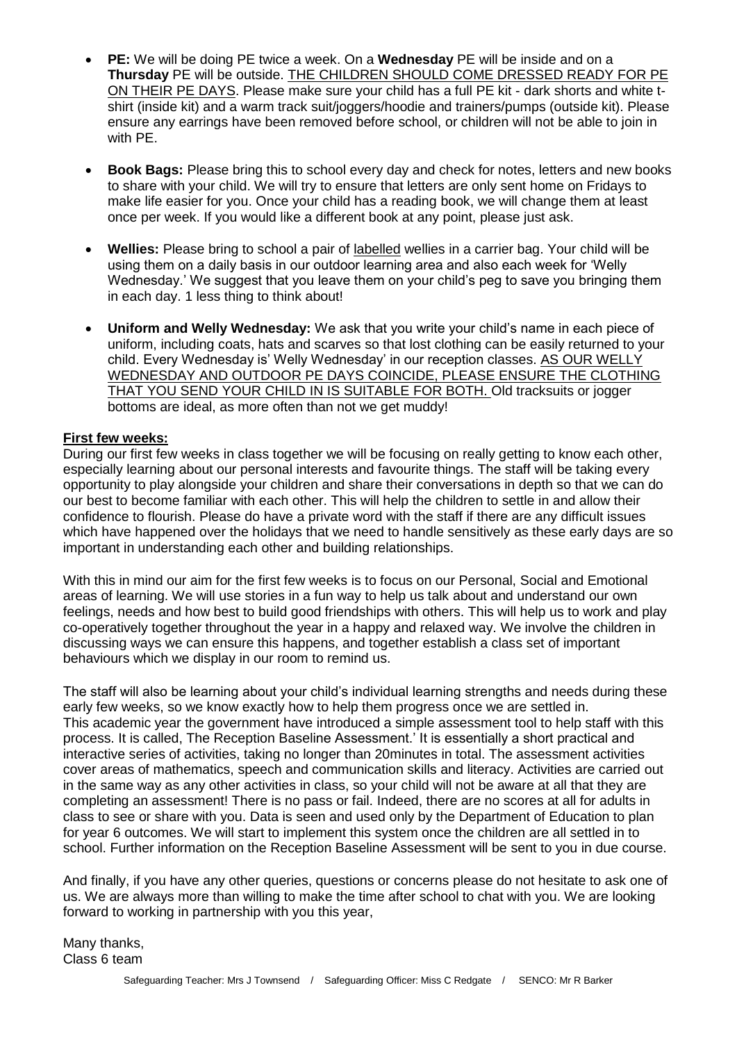- **PE:** We will be doing PE twice a week. On a **Wednesday** PE will be inside and on a **Thursday** PE will be outside. <u>THE CHILDREN SHOULD COME DRESSED READY FOR PE ON THEIR PE DAYS</u>. Please make sure your child has a full PE kit - dark shorts and white t-shirt (inside kit) and a warm track suit/joggers/hoodie and trainers/pumps (outside kit). Please ensure any earrings have been removed before school, or children will not be able to join in with PE.

- **Book Bags:** Please bring this to school every day and check for notes, letters and new books to share with your child. We will try to ensure that letters are only sent home on Fridays to make life easier for you. Once your child has a reading book, we will change them at least once per week. If you would like a different book at any point, please just ask.

- **Wellies:** Please bring to school a pair of <u>labelled</u> wellies in a carrier bag. Your child will be using them on a daily basis in our outdoor learning area and also each week for 'Welly Wednesday.' We suggest that you leave them on your child's peg to save you bringing them in each day. 1 less thing to think about!

- **Uniform and Welly Wednesday:** We ask that you write your child's name in each piece of uniform, including coats, hats and scarves so that lost clothing can be easily returned to your child. Every Wednesday is' Welly Wednesday' in our reception classes. <u>AS OUR WELLY WEDNESDAY AND OUTDOOR PE DAYS COINCIDE, PLEASE ENSURE THE CLOTHING THAT YOU SEND YOUR CHILD IN IS SUITABLE FOR BOTH.</u> Old tracksuits or jogger bottoms are ideal, as more often than not we get muddy!

**<u>First few weeks:</u>**

During our first few weeks in class together we will be focusing on really getting to know each other, especially learning about our personal interests and favourite things. The staff will be taking every opportunity to play alongside your children and share their conversations in depth so that we can do our best to become familiar with each other. This will help the children to settle in and allow their confidence to flourish. Please do have a private word with the staff if there are any difficult issues which have happened over the holidays that we need to handle sensitively as these early days are so important in understanding each other and building relationships.

With this in mind our aim for the first few weeks is to focus on our Personal, Social and Emotional areas of learning. We will use stories in a fun way to help us talk about and understand our own feelings, needs and how best to build good friendships with others. This will help us to work and play co-operatively together throughout the year in a happy and relaxed way. We involve the children in discussing ways we can ensure this happens, and together establish a class set of important behaviours which we display in our room to remind us.

The staff will also be learning about your child's individual learning strengths and needs during these early few weeks, so we know exactly how to help them progress once we are settled in.
This academic year the government have introduced a simple assessment tool to help staff with this process. It is called, The Reception Baseline Assessment.' It is essentially a short practical and interactive series of activities, taking no longer than 20minutes in total. The assessment activities cover areas of mathematics, speech and communication skills and literacy. Activities are carried out in the same way as any other activities in class, so your child will not be aware at all that they are completing an assessment! There is no pass or fail. Indeed, there are no scores at all for adults in class to see or share with you. Data is seen and used only by the Department of Education to plan for year 6 outcomes. We will start to implement this system once the children are all settled in to school. Further information on the Reception Baseline Assessment will be sent to you in due course.

And finally, if you have any other queries, questions or concerns please do not hesitate to ask one of us. We are always more than willing to make the time after school to chat with you. We are looking forward to working in partnership with you this year,

Many thanks,
Class 6 team

Safeguarding Teacher: Mrs J Townsend / Safeguarding Officer: Miss C Redgate / SENCO: Mr R Barker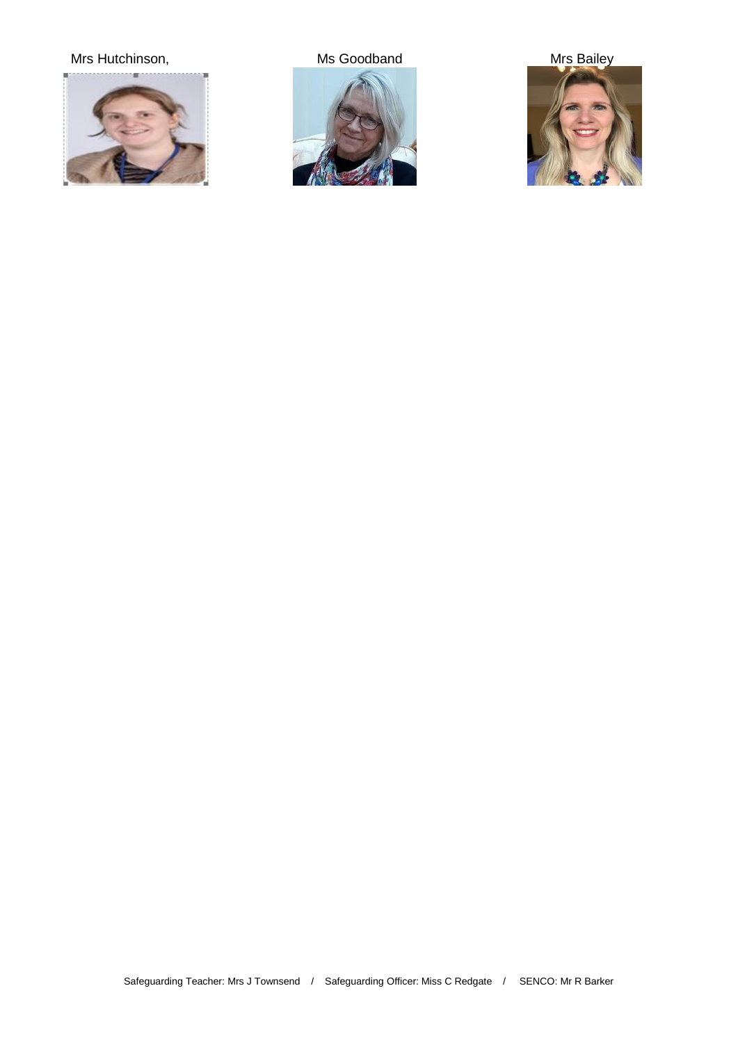Mrs Hutchinson,

Ms Goodband

Mrs Bailey